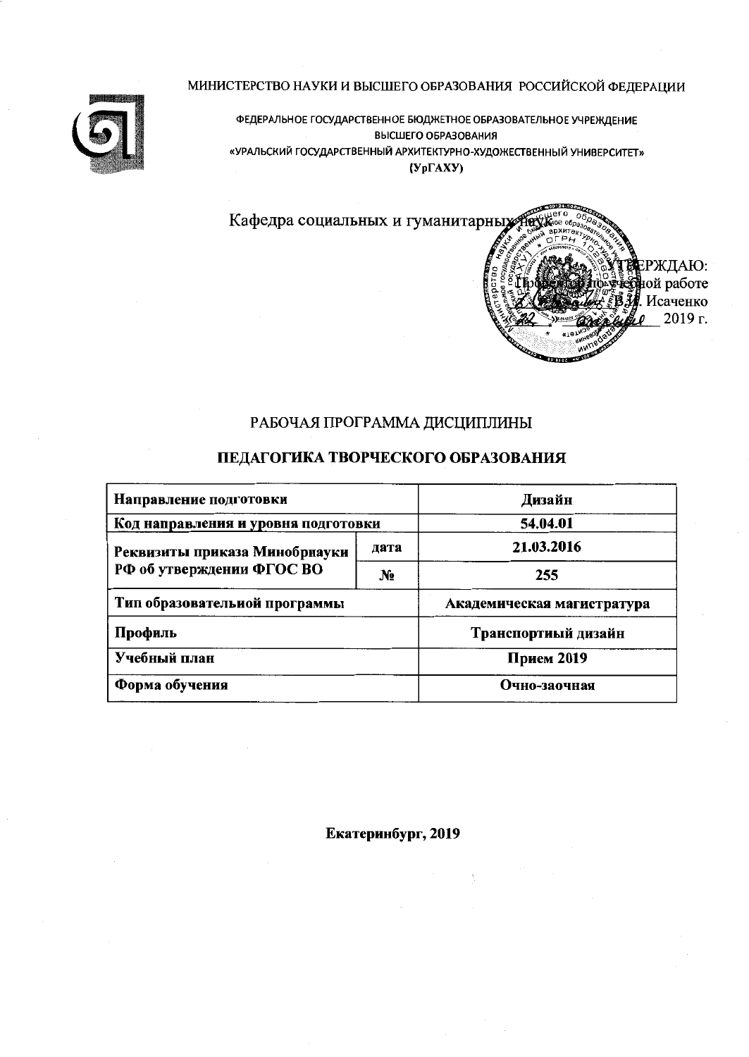МИНИСТЕРСТВО НАУКИ И ВЫСШЕГО ОБРАЗОВАНИЯ РОССИЙСКОЙ ФЕДЕРАЦИИ

ФЕДЕРАЛЬНОЕ ГОСУДАРСТВЕННОЕ БЮДЖЕТНОЕ ОБРАЗОВАТЕЛЬНОЕ УЧРЕЖДЕНИЕ ВЫСШЕГО ОБРАЗОВАНИЯ
«УРАЛЬСКИЙ ГОСУДАРСТВЕННЫЙ АРХИТЕКТУРНО-ХУДОЖЕСТВЕННЫЙ УНИВЕРСИТЕТ»
(УрГАХУ)

Кафедра социальных и гуманитарных наук

УТВЕРЖДАЮ:
Проректор по учебной работе
В.И. Исаченко
2019 г.

# РАБОЧАЯ ПРОГРАММА ДИСЦИПЛИНЫ

## ПЕДАГОГИКА ТВОРЧЕСКОГО ОБРАЗОВАНИЯ

| Направление подготовки | | Дизайн |
|---|---|---|
| Код направления и уровня подготовки | | 54.04.01 |
| Реквизиты приказа Минобрнауки РФ об утверждении ФГОС ВО | дата | 21.03.2016 |
| | № | 255 |
| Тип образовательной программы | | Академическая магистратура |
| Профиль | | Транспортный дизайн |
| Учебный план | | Прием 2019 |
| Форма обучения | | Очно-заочная |

**Екатеринбург, 2019**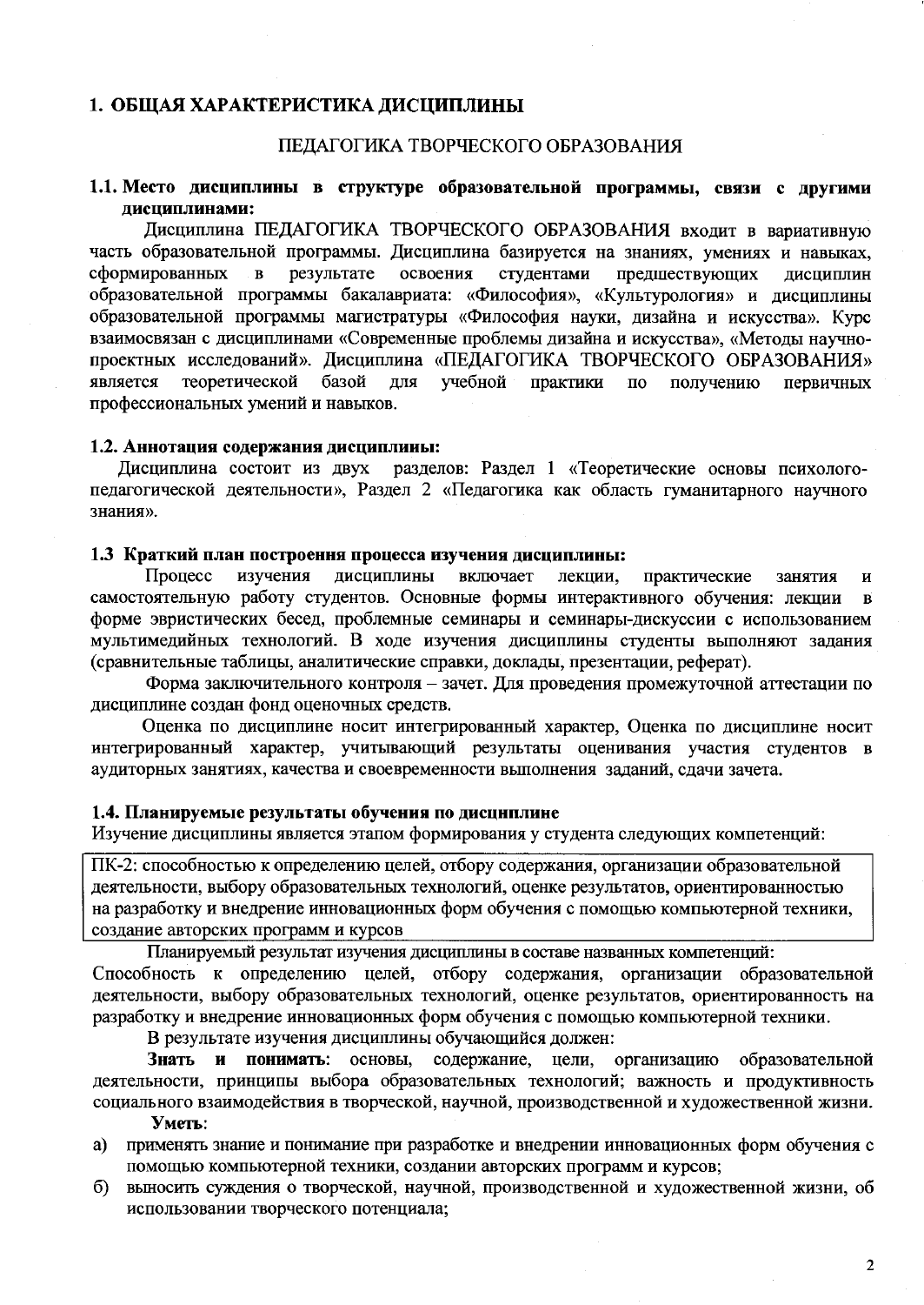## 1. ОБЩАЯ ХАРАКТЕРИСТИКА ДИСЦИПЛИНЫ

ПЕДАГОГИКА ТВОРЧЕСКОГО ОБРАЗОВАНИЯ

### 1.1. Место дисциплины в структуре образовательной программы, связи с другими дисциплинами:

Дисциплина ПЕДАГОГИКА ТВОРЧЕСКОГО ОБРАЗОВАНИЯ входит в вариативную часть образовательной программы. Дисциплина базируется на знаниях, умениях и навыках, сформированных в результате освоения студентами предшествующих дисциплин образовательной программы бакалавриата: «Философия», «Культурология» и дисциплины образовательной программы магистратуры «Философия науки, дизайна и искусства». Курс взаимосвязан с дисциплинами «Современные проблемы дизайна и искусства», «Методы научно-проектных исследований». Дисциплина «ПЕДАГОГИКА ТВОРЧЕСКОГО ОБРАЗОВАНИЯ» является теоретической базой для учебной практики по получению первичных профессиональных умений и навыков.

### 1.2. Аннотация содержания дисциплины:

Дисциплина состоит из двух разделов: Раздел 1 «Теоретические основы психолого-педагогической деятельности», Раздел 2 «Педагогика как область гуманитарного научного знания».

### 1.3 Краткий план построения процесса изучения дисциплины:

Процесс изучения дисциплины включает лекции, практические занятия и самостоятельную работу студентов. Основные формы интерактивного обучения: лекции в форме эвристических бесед, проблемные семинары и семинары-дискуссии с использованием мультимедийных технологий. В ходе изучения дисциплины студенты выполняют задания (сравнительные таблицы, аналитические справки, доклады, презентации, реферат).

Форма заключительного контроля – зачет. Для проведения промежуточной аттестации по дисциплине создан фонд оценочных средств.

Оценка по дисциплине носит интегрированный характер, Оценка по дисциплине носит интегрированный характер, учитывающий результаты оценивания участия студентов в аудиторных занятиях, качества и своевременности выполнения заданий, сдачи зачета.

### 1.4. Планируемые результаты обучения по дисциплине

Изучение дисциплины является этапом формирования у студента следующих компетенций:

| ПК-2: способностью к определению целей, отбору содержания, организации образовательной деятельности, выбору образовательных технологий, оценке результатов, ориентированностью на разработку и внедрение инновационных форм обучения с помощью компьютерной техники, создание авторских программ и курсов |
|---|

Планируемый результат изучения дисциплины в составе названных компетенций:

Способность к определению целей, отбору содержания, организации образовательной деятельности, выбору образовательных технологий, оценке результатов, ориентированность на разработку и внедрение инновационных форм обучения с помощью компьютерной техники.

В результате изучения дисциплины обучающийся должен:

**Знать и понимать**: основы, содержание, цели, организацию образовательной деятельности, принципы выбора образовательных технологий; важность и продуктивность социального взаимодействия в творческой, научной, производственной и художественной жизни.

**Уметь**:

а) применять знание и понимание при разработке и внедрении инновационных форм обучения с помощью компьютерной техники, создании авторских программ и курсов;

б) выносить суждения о творческой, научной, производственной и художественной жизни, об использовании творческого потенциала;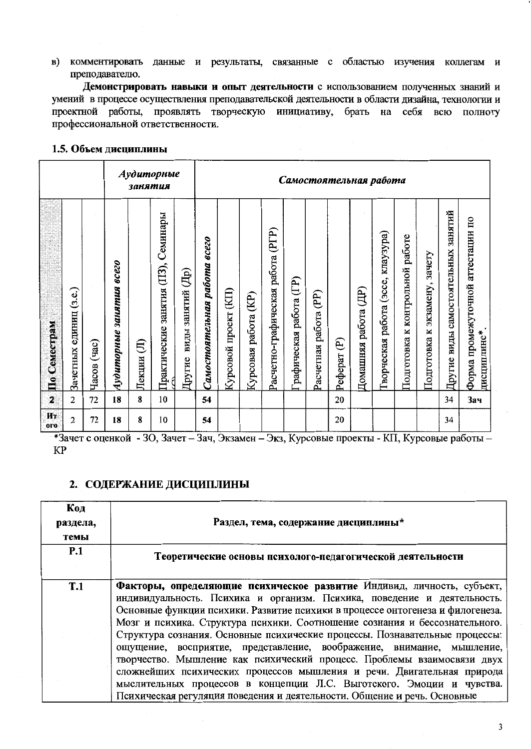в) комментировать данные и результаты, связанные с областью изучения коллегам и преподавателю.

**Демонстрировать навыки и опыт деятельности** с использованием полученных знаний и умений в процессе осуществления преподавательской деятельности в области дизайна, технологии и проектной работы, проявлять творческую инициативу, брать на себя всю полноту профессиональной ответственности.

### 1.5. Объем дисциплины

| | | | *Аудиторные занятия* | | | | *Самостоятельная работа* | | | | | | | | | | | | | |
|---|---|---|---|---|---|---|---|---|---|---|---|---|---|---|---|---|---|---|---|---|
| **По Семестрам** | Зачетных единиц (з.е.) | Часов (час) | *Аудиторные занятия всего* | Лекции (Л) | Практические занятия (ПЗ), Семинары (С) | Другие виды занятий (Др) | *Самостоятельная работа всего* | Курсовой проект (КП) | Курсовая работа (КР) | Расчетно-графическая работа (РГР) | Графическая работа (ГР) | Расчетная работа (РР) | Реферат (Р) | Домашняя работа (ДР) | Творческая работа (эссе, клаузура) | Подготовка к контрольной работе | Подготовка к экзамену, зачету | Другие виды самостоятельных занятий | Форма промежуточной аттестации по дисциплине* |
| **2** | 2 | 72 | **18** | **8** | 10 | | **54** | | | | | | 20 | | | | | 34 | **Зач** |
| **Итого** | 2 | 72 | **18** | **8** | 10 | | **54** | | | | | | 20 | | | | | 34 | |

*Зачет с оценкой - ЗО, Зачет – Зач, Экзамен – Экз, Курсовые проекты - КП, Курсовые работы – КР

## 2. СОДЕРЖАНИЕ ДИСЦИПЛИНЫ

| Код раздела, темы | Раздел, тема, содержание дисциплины* |
|---|---|
| **Р.1** | **Теоретические основы психолого-педагогической деятельности** |
| **Т.1** | **Факторы, определяющие психическое развитие** Индивид, личность, субъект, индивидуальность. Психика и организм. Психика, поведение и деятельность. Основные функции психики. Развитие психики в процессе онтогенеза и филогенеза. Мозг и психика. Структура психики. Соотношение сознания и бессознательного. Структура сознания. Основные психические процессы. Познавательные процессы: ощущение, восприятие, представление, воображение, внимание, мышление, творчество. Мышление как психический процесс. Проблемы взаимосвязи двух сложнейших психических процессов мышления и речи. Двигательная природа мыслительных процессов в концепции Л.С. Выготского. Эмоции и чувства. Психическая регуляция поведения и деятельности. Общение и речь. Основные |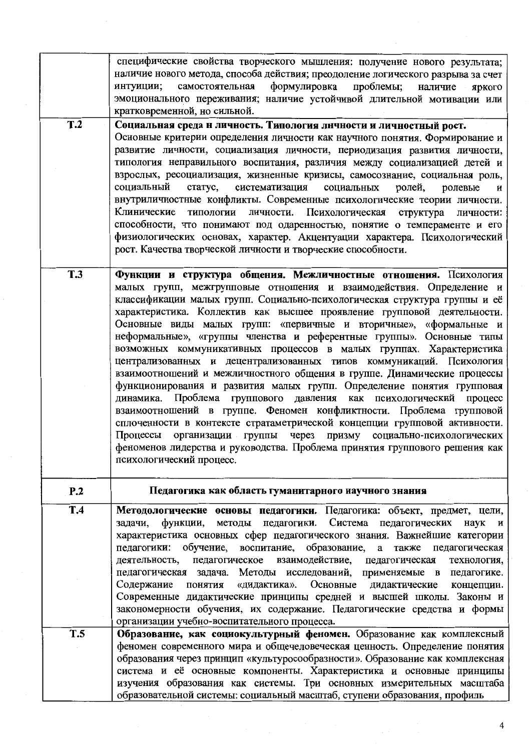|  |  |
|---|---|
|  | специфические свойства творческого мышления: получение нового результата; наличие нового метода, способа действия; преодоление логического разрыва за счет интуиции; самостоятельная формулировка проблемы; наличие яркого эмоционального переживания; наличие устойчивой длительной мотивации или кратковременной, но сильной. |
| **Т.2** | **Социальная среда и личность. Типология личности и личностный рост.** Основные критерии определения личности как научного понятия. Формирование и развитие личности, социализация личности, периодизация развития личности, типология неправильного воспитания, различия между социализацией детей и взрослых, ресоциализация, жизненные кризисы, самосознание, социальная роль, социальный статус, систематизация социальных ролей, ролевые и внутриличностные конфликты. Современные психологические теории личности. Клинические типологии личности. Психологическая структура личности: способности, что понимают под одаренностью, понятие о темпераменте и его физиологических основах, характер. Акцентуации характера. Психологический рост. Качества творческой личности и творческие способности. |
| **Т.3** | **Функции и структура общения. Межличностные отношения.** Психология малых групп, межгрупповые отношения и взаимодействия. Определение и классификации малых групп. Социально-психологическая структура группы и её характеристика. Коллектив как высшее проявление групповой деятельности. Основные виды малых групп: «первичные и вторичные», «формальные и неформальные», «группы членства и референтные группы». Основные типы возможных коммуникативных процессов в малых группах. Характеристика централизованных и децентрализованных типов коммуникаций. Психология взаимоотношений и межличностного общения в группе. Динамические процессы функционирования и развития малых групп. Определение понятия групповая динамика. Проблема группового давления как психологический процесс взаимоотношений в группе. Феномен конфликтности. Проблема групповой сплоченности в контексте стратаметрической концепции групповой активности. Процессы организации группы через призму социально-психологических феноменов лидерства и руководства. Проблема принятия группового решения как психологический процесс. |
| **Р.2** | **Педагогика как область гуманитарного научного знания** |
| **Т.4** | **Методологические основы педагогики.** Педагогика: объект, предмет, цели, задачи, функции, методы педагогики. Система педагогических наук и характеристика основных сфер педагогического знания. Важнейшие категории педагогики: обучение, воспитание, образование, а также педагогическая деятельность, педагогическое взаимодействие, педагогическая технология, педагогическая задача. Методы исследований, применяемые в педагогике. Содержание понятия «дидактика». Основные дидактические концепции. Современные дидактические принципы средней и высшей школы. Законы и закономерности обучения, их содержание. Педагогические средства и формы организации учебно-воспитательного процесса. |
| **Т.5** | **Образование, как социокультурный феномен.** Образование как комплексный феномен современного мира и общечеловеческая ценность. Определение понятия образования через принцип «культуросообразности». Образование как комплексная система и её основные компоненты. Характеристика и основные принципы изучения образования как системы. Три основных измерительных масштаба образовательной системы: социальный масштаб, ступени образования, профиль |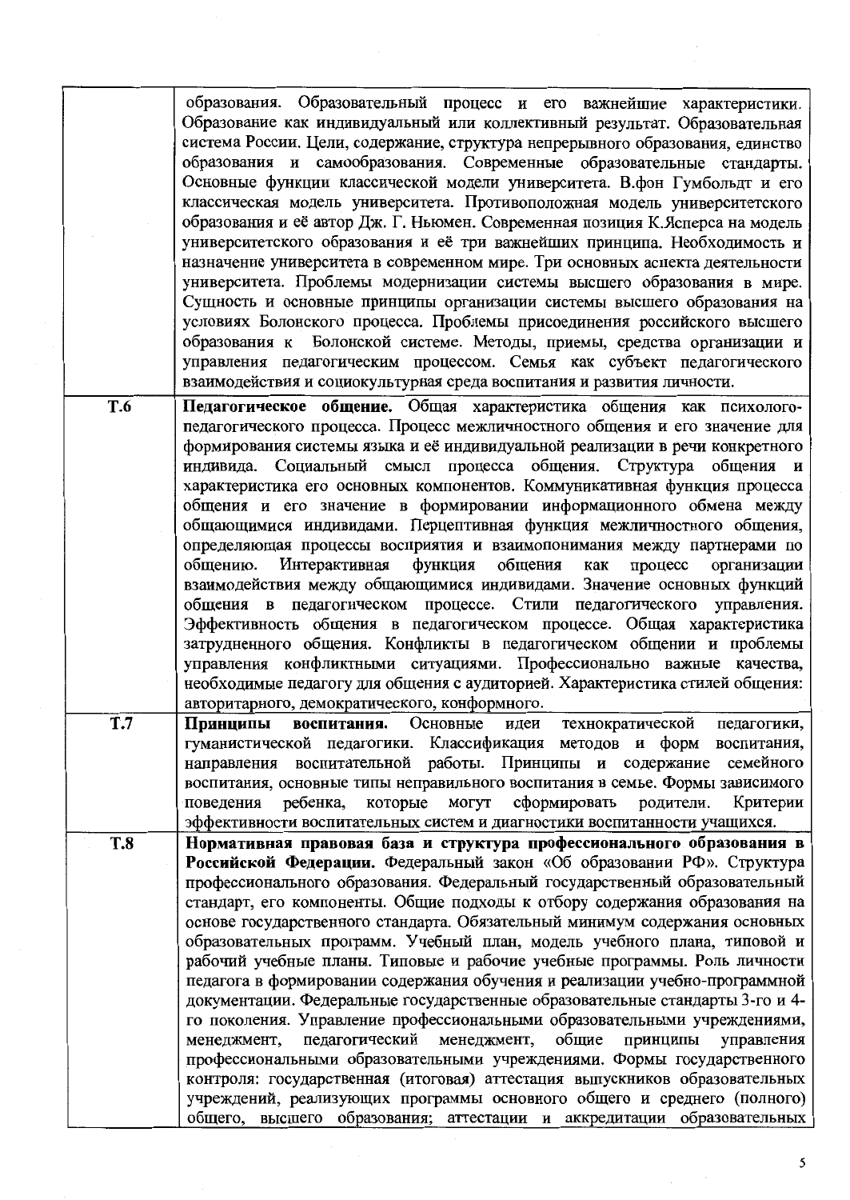| | |
|---|---|
| | образования. Образовательный процесс и его важнейшие характеристики. Образование как индивидуальный или коллективный результат. Образовательная система России. Цели, содержание, структура непрерывного образования, единство образования и самообразования. Современные образовательные стандарты. Основные функции классической модели университета. В.фон Гумбольдт и его классическая модель университета. Противоположная модель университетского образования и её автор Дж. Г. Ньюмен. Современная позиция К.Ясперса на модель университетского образования и её три важнейших принципа. Необходимость и назначение университета в современном мире. Три основных аспекта деятельности университета. Проблемы модернизации системы высшего образования в мире. Сущность и основные принципы организации системы высшего образования на условиях Болонского процесса. Проблемы присоединения российского высшего образования к Болонской системе. Методы, приемы, средства организации и управления педагогическим процессом. Семья как субъект педагогического взаимодействия и социокультурная среда воспитания и развития личности. |
| **Т.6** | **Педагогическое общение.** Общая характеристика общения как психолого-педагогического процесса. Процесс межличностного общения и его значение для формирования системы языка и её индивидуальной реализации в речи конкретного индивида. Социальный смысл процесса общения. Структура общения и характеристика его основных компонентов. Коммуникативная функция процесса общения и его значение в формировании информационного обмена между общающимися индивидами. Перцептивная функция межличностного общения, определяющая процессы восприятия и взаимопонимания между партнерами по общению. Интерактивная функция общения как процесс организации взаимодействия между общающимися индивидами. Значение основных функций общения в педагогическом процессе. Стили педагогического управления. Эффективность общения в педагогическом процессе. Общая характеристика затрудненного общения. Конфликты в педагогическом общении и проблемы управления конфликтными ситуациями. Профессионально важные качества, необходимые педагогу для общения с аудиторией. Характеристика стилей общения: авторитарного, демократического, конформного. |
| **Т.7** | **Принципы воспитания.** Основные идеи технократической педагогики, гуманистической педагогики. Классификация методов и форм воспитания, направления воспитательной работы. Принципы и содержание семейного воспитания, основные типы неправильного воспитания в семье. Формы зависимого поведения ребенка, которые могут сформировать родители. Критерии эффективности воспитательных систем и диагностики воспитанности учащихся. |
| **Т.8** | **Нормативная правовая база и структура профессионального образования в Российской Федерации.** Федеральный закон «Об образовании РФ». Структура профессионального образования. Федеральный государственный образовательный стандарт, его компоненты. Общие подходы к отбору содержания образования на основе государственного стандарта. Обязательный минимум содержания основных образовательных программ. Учебный план, модель учебного плана, типовой и рабочий учебные планы. Типовые и рабочие учебные программы. Роль личности педагога в формировании содержания обучения и реализации учебно-программной документации. Федеральные государственные образовательные стандарты 3-го и 4-го поколения. Управление профессиональными образовательными учреждениями, менеджмент, педагогический менеджмент, общие принципы управления профессиональными образовательными учреждениями. Формы государственного контроля: государственная (итоговая) аттестация выпускников образовательных учреждений, реализующих программы основного общего и среднего (полного) общего, высшего образования; аттестации и аккредитации образовательных |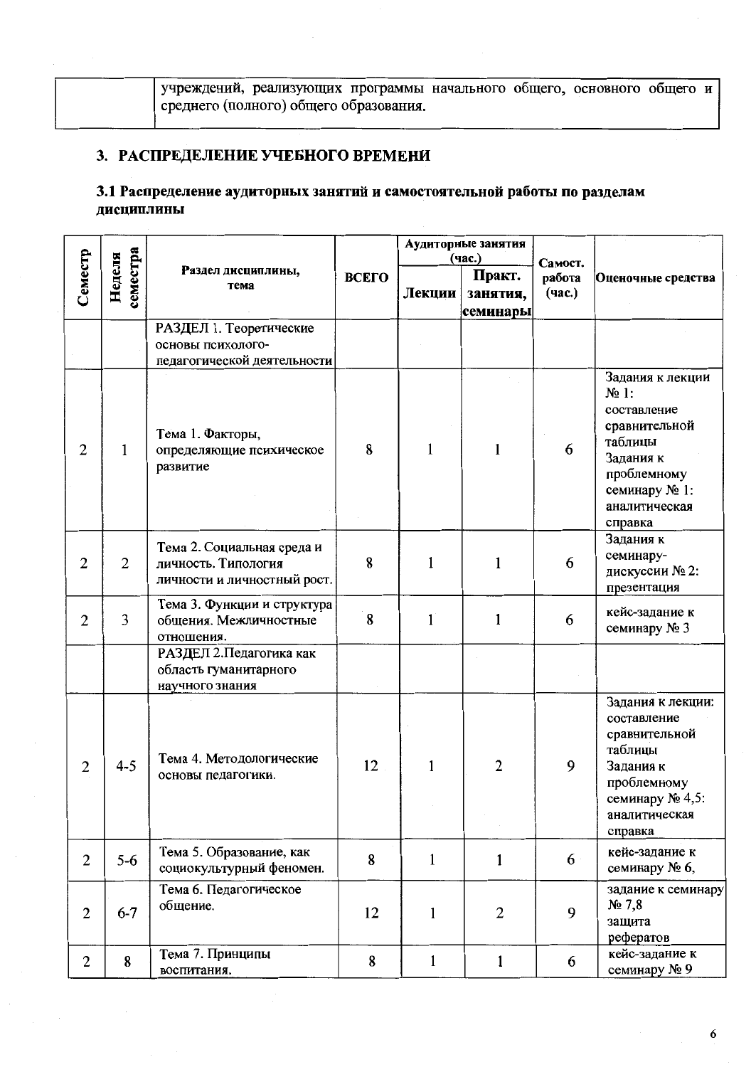| | учреждений, реализующих программы начального общего, основного общего и среднего (полного) общего образования. |
|---|---|

## 3. РАСПРЕДЕЛЕНИЕ УЧЕБНОГО ВРЕМЕНИ

### 3.1 Распределение аудиторных занятий и самостоятельной работы по разделам дисциплины

| Семестр | Неделя семестра | Раздел дисциплины, тема | ВСЕГО | Аудиторные занятия (час.) | | Самост. работа (час.) | Оценочные средства |
|---|---|---|---|---|---|---|---|
| | | | | Лекции | Практ. занятия, семинары | | |
| | | РАЗДЕЛ 1. Теоретические основы психолого-педагогической деятельности | | | | | |
| 2 | 1 | Тема 1. Факторы, определяющие психическое развитие | 8 | 1 | 1 | 6 | Задания к лекции № 1: составление сравнительной таблицы Задания к проблемному семинару № 1: аналитическая справка |
| 2 | 2 | Тема 2. Социальная среда и личность. Типология личности и личностный рост. | 8 | 1 | 1 | 6 | Задания к семинару-дискуссии № 2: презентация |
| 2 | 3 | Тема 3. Функции и структура общения. Межличностные отношения. | 8 | 1 | 1 | 6 | кейс-задание к семинару № 3 |
| | | РАЗДЕЛ 2.Педагогика как область гуманитарного научного знания | | | | | |
| 2 | 4-5 | Тема 4. Методологические основы педагогики. | 12 | 1 | 2 | 9 | Задания к лекции: составление сравнительной таблицы Задания к проблемному семинару № 4,5: аналитическая справка |
| 2 | 5-6 | Тема 5. Образование, как социокультурный феномен. | 8 | 1 | 1 | 6 | кейс-задание к семинару № 6, |
| 2 | 6-7 | Тема 6. Педагогическое общение. | 12 | 1 | 2 | 9 | задание к семинару № 7,8 защита рефератов |
| 2 | 8 | Тема 7. Принципы воспитания. | 8 | 1 | 1 | 6 | кейс-задание к семинару № 9 |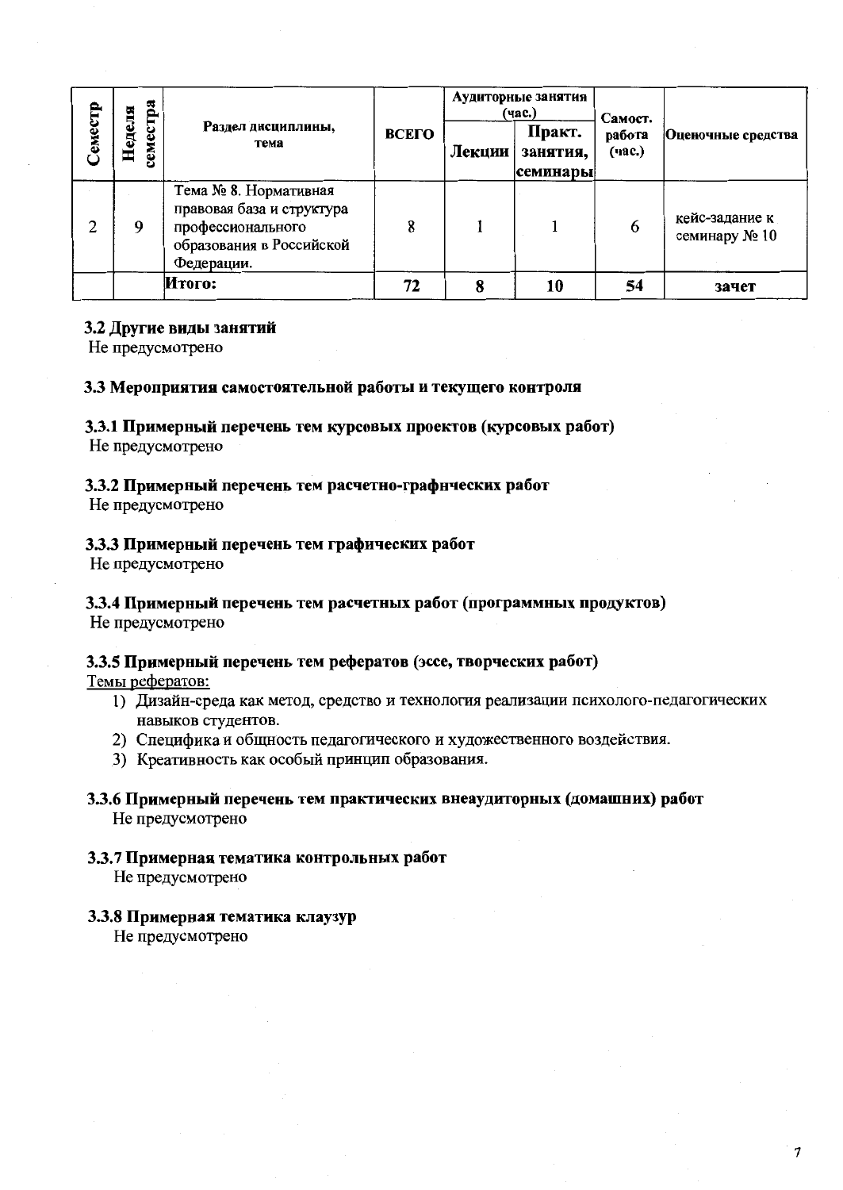| Семестр | Неделя семестра | Раздел дисциплины, тема | ВСЕГО | Аудиторные занятия (час.) | | Самост. работа (час.) | Оценочные средства |
|---|---|---|---|---|---|---|---|
| | | | | Лекции | Практ. занятия, семинары | | |
| 2 | 9 | Тема № 8. Нормативная правовая база и структура профессионального образования в Российской Федерации. | 8 | 1 | 1 | 6 | кейс-задание к семинару № 10 |
| | | Итого: | 72 | 8 | 10 | 54 | зачет |

### 3.2 Другие виды занятий

Не предусмотрено

### 3.3 Мероприятия самостоятельной работы и текущего контроля

#### 3.3.1 Примерный перечень тем курсовых проектов (курсовых работ)

Не предусмотрено

#### 3.3.2 Примерный перечень тем расчетно-графических работ

Не предусмотрено

#### 3.3.3 Примерный перечень тем графических работ

Не предусмотрено

#### 3.3.4 Примерный перечень тем расчетных работ (программных продуктов)

Не предусмотрено

#### 3.3.5 Примерный перечень тем рефератов (эссе, творческих работ)

Темы рефератов:

1) Дизайн-среда как метод, средство и технология реализации психолого-педагогических навыков студентов.
2) Специфика и общность педагогического и художественного воздействия.
3) Креативность как особый принцип образования.

#### 3.3.6 Примерный перечень тем практических внеаудиторных (домашних) работ

Не предусмотрено

#### 3.3.7 Примерная тематика контрольных работ

Не предусмотрено

#### 3.3.8 Примерная тематика клаузур

Не предусмотрено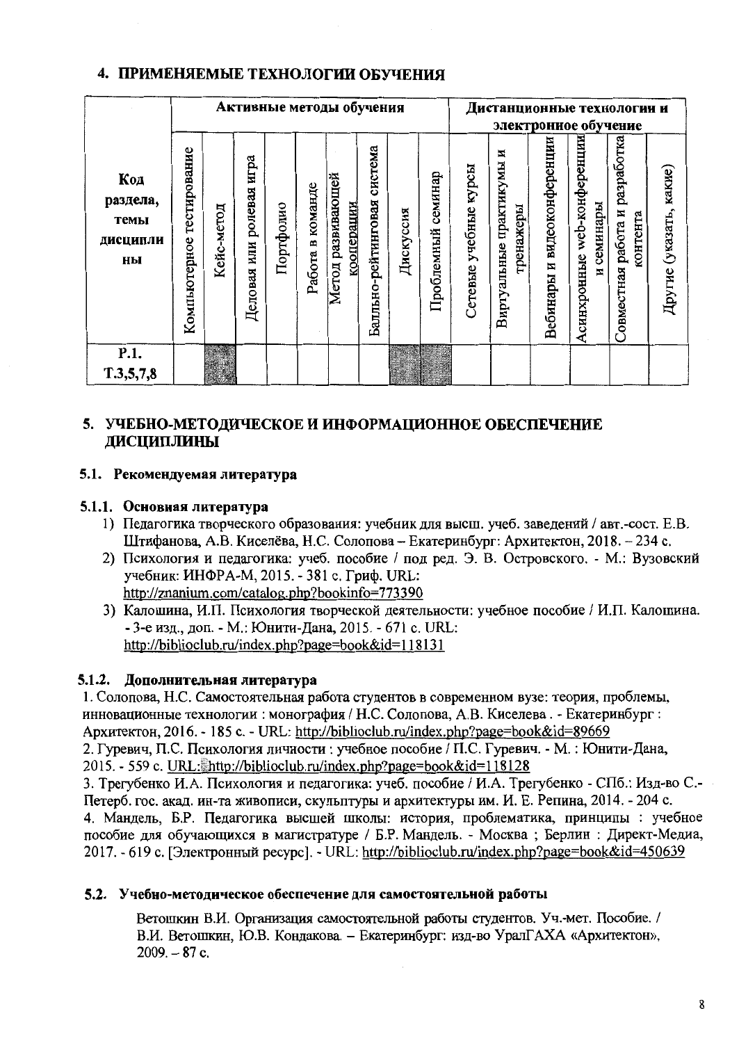## 4. ПРИМЕНЯЕМЫЕ ТЕХНОЛОГИИ ОБУЧЕНИЯ

| Код раздела, темы дисциплины | Активные методы обучения | | | | | | | | | Дистанционные технологии и электронное обучение | | | | | |
|---|---|---|---|---|---|---|---|---|---|---|---|---|---|---|---|
| | Компьютерное тестирование | Кейс-метод | Деловая или ролевая игра | Портфолио | Работа в команде | Метод развивающей кооперации | Балльно-рейтинговая система | Дискуссия | Проблемный семинар | Сетевые учебные курсы | Виртуальные практикумы и тренажеры | Вебинары и видеоконференции | Асинхронные web-конференции и семинары | Совместная работа и разработка контента | Другие (указать, какие) |
| Р.1. Т.3,5,7,8 | | ■ | | | | | | ■ | ■ | | | | | | |

## 5. УЧЕБНО-МЕТОДИЧЕСКОЕ И ИНФОРМАЦИОННОЕ ОБЕСПЕЧЕНИЕ ДИСЦИПЛИНЫ

### 5.1. Рекомендуемая литература

#### 5.1.1. Основная литература

1) Педагогика творческого образования: учебник для высш. учеб. заведений / авт.-сост. Е.В. Штифанова, А.В. Киселёва, Н.С. Солопова – Екатеринбург: Архитектон, 2018. – 234 с.
2) Психология и педагогика: учеб. пособие / под ред. Э. В. Островского. - М.: Вузовский учебник: ИНФРА-М, 2015. - 381 с. Гриф. URL: http://znanium.com/catalog.php?bookinfo=773390
3) Калошина, И.П. Психология творческой деятельности: учебное пособие / И.П. Калошина. - 3-е изд., доп. - М.: Юнити-Дана, 2015. - 671 с. URL: http://biblioclub.ru/index.php?page=book&id=118131

#### 5.1.2. Дополнительная литература

1. Солопова, Н.С. Самостоятельная работа студентов в современном вузе: теория, проблемы, инновационные технологии : монография / Н.С. Солопова, А.В. Киселева . - Екатеринбург : Архитектон, 2016. - 185 с. - URL: http://biblioclub.ru/index.php?page=book&id=89669
2. Гуревич, П.С. Психология личности : учебное пособие / П.С. Гуревич. - М. : Юнити-Дана, 2015. - 559 с. URL: http://biblioclub.ru/index.php?page=book&id=118128
3. Трегубенко И.А. Психология и педагогика: учеб. пособие / И.А. Трегубенко - СПб.: Изд-во С.-Петерб. гос. акад. ин-та живописи, скульптуры и архитектуры им. И. Е. Репина, 2014. - 204 с.
4. Мандель, Б.Р. Педагогика высшей школы: история, проблематика, принципы : учебное пособие для обучающихся в магистратуре / Б.Р. Мандель. - Москва ; Берлин : Директ-Медиа, 2017. - 619 с. [Электронный ресурс]. - URL: http://biblioclub.ru/index.php?page=book&id=450639

### 5.2. Учебно-методическое обеспечение для самостоятельной работы

Ветошкин В.И. Организация самостоятельной работы студентов. Уч.-мет. Пособие. / В.И. Ветошкин, Ю.В. Кондакова. – Екатеринбург: изд-во УралГАХА «Архитектон», 2009. – 87 с.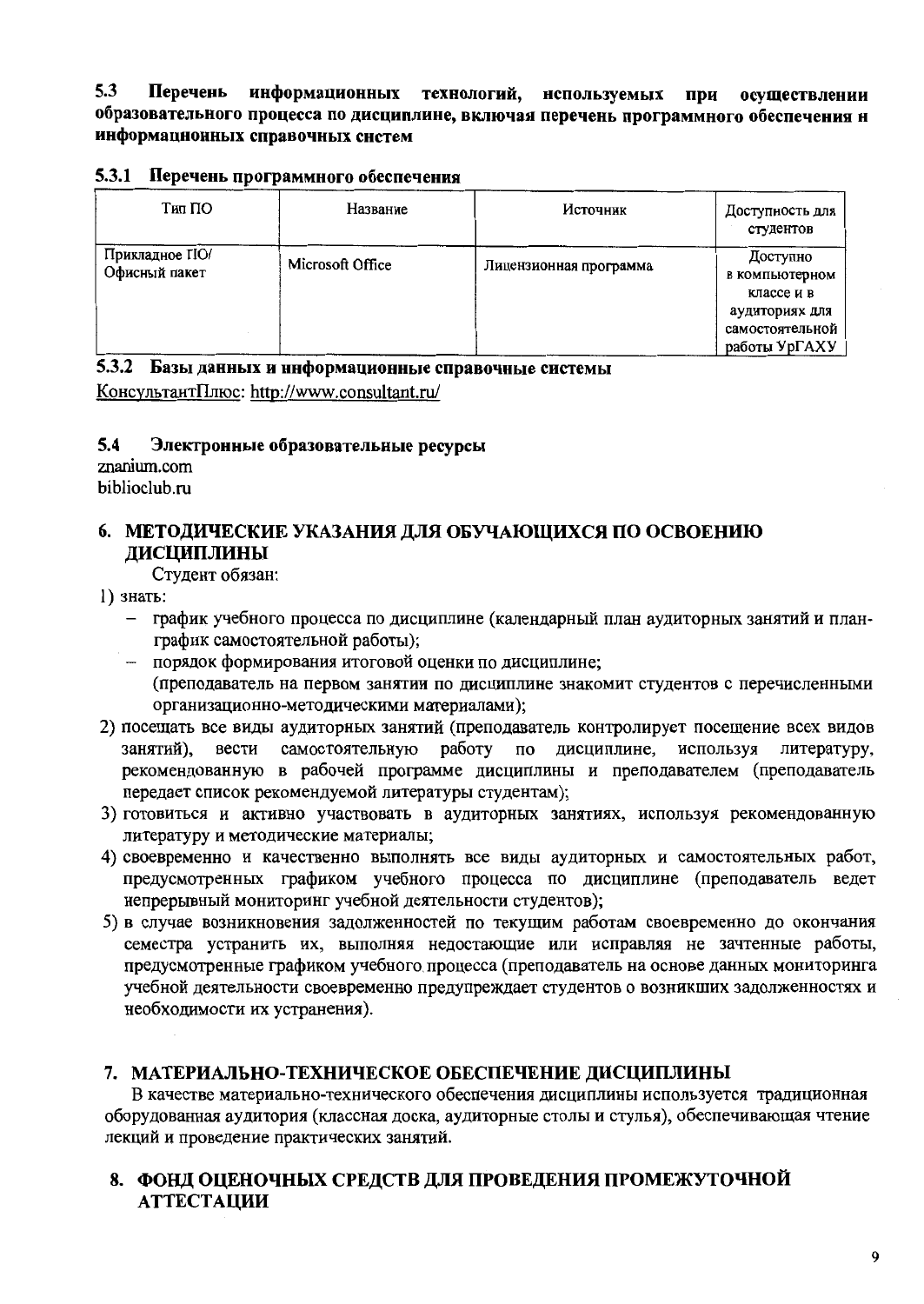### 5.3 Перечень информационных технологий, используемых при осуществлении образовательного процесса по дисциплине, включая перечень программного обеспечения и информационных справочных систем

#### 5.3.1 Перечень программного обеспечения

| Тип ПО | Название | Источник | Доступность для студентов |
|---|---|---|---|
| Прикладное ПО/ Офисный пакет | Microsoft Office | Лицензионная программа | Доступно в компьютерном классе и в аудиториях для самостоятельной работы УрГАХУ |

#### 5.3.2 Базы данных и информационные справочные системы

КонсультантПлюс: http://www.consultant.ru/

### 5.4 Электронные образовательные ресурсы

znanium.com
biblioclub.ru

## 6. МЕТОДИЧЕСКИЕ УКАЗАНИЯ ДЛЯ ОБУЧАЮЩИХСЯ ПО ОСВОЕНИЮ ДИСЦИПЛИНЫ

Студент обязан:

1) знать:
   - график учебного процесса по дисциплине (календарный план аудиторных занятий и план-график самостоятельной работы);
   - порядок формирования итоговой оценки по дисциплине;
   (преподаватель на первом занятии по дисциплине знакомит студентов с перечисленными организационно-методическими материалами);
2) посещать все виды аудиторных занятий (преподаватель контролирует посещение всех видов занятий), вести самостоятельную работу по дисциплине, используя литературу, рекомендованную в рабочей программе дисциплины и преподавателем (преподаватель передает список рекомендуемой литературы студентам);
3) готовиться и активно участвовать в аудиторных занятиях, используя рекомендованную литературу и методические материалы;
4) своевременно и качественно выполнять все виды аудиторных и самостоятельных работ, предусмотренных графиком учебного процесса по дисциплине (преподаватель ведет непрерывный мониторинг учебной деятельности студентов);
5) в случае возникновения задолженностей по текущим работам своевременно до окончания семестра устранить их, выполняя недостающие или исправляя не зачтенные работы, предусмотренные графиком учебного процесса (преподаватель на основе данных мониторинга учебной деятельности своевременно предупреждает студентов о возникших задолженностях и необходимости их устранения).

## 7. МАТЕРИАЛЬНО-ТЕХНИЧЕСКОЕ ОБЕСПЕЧЕНИЕ ДИСЦИПЛИНЫ

В качестве материально-технического обеспечения дисциплины используется традиционная оборудованная аудитория (классная доска, аудиторные столы и стулья), обеспечивающая чтение лекций и проведение практических занятий.

## 8. ФОНД ОЦЕНОЧНЫХ СРЕДСТВ ДЛЯ ПРОВЕДЕНИЯ ПРОМЕЖУТОЧНОЙ АТТЕСТАЦИИ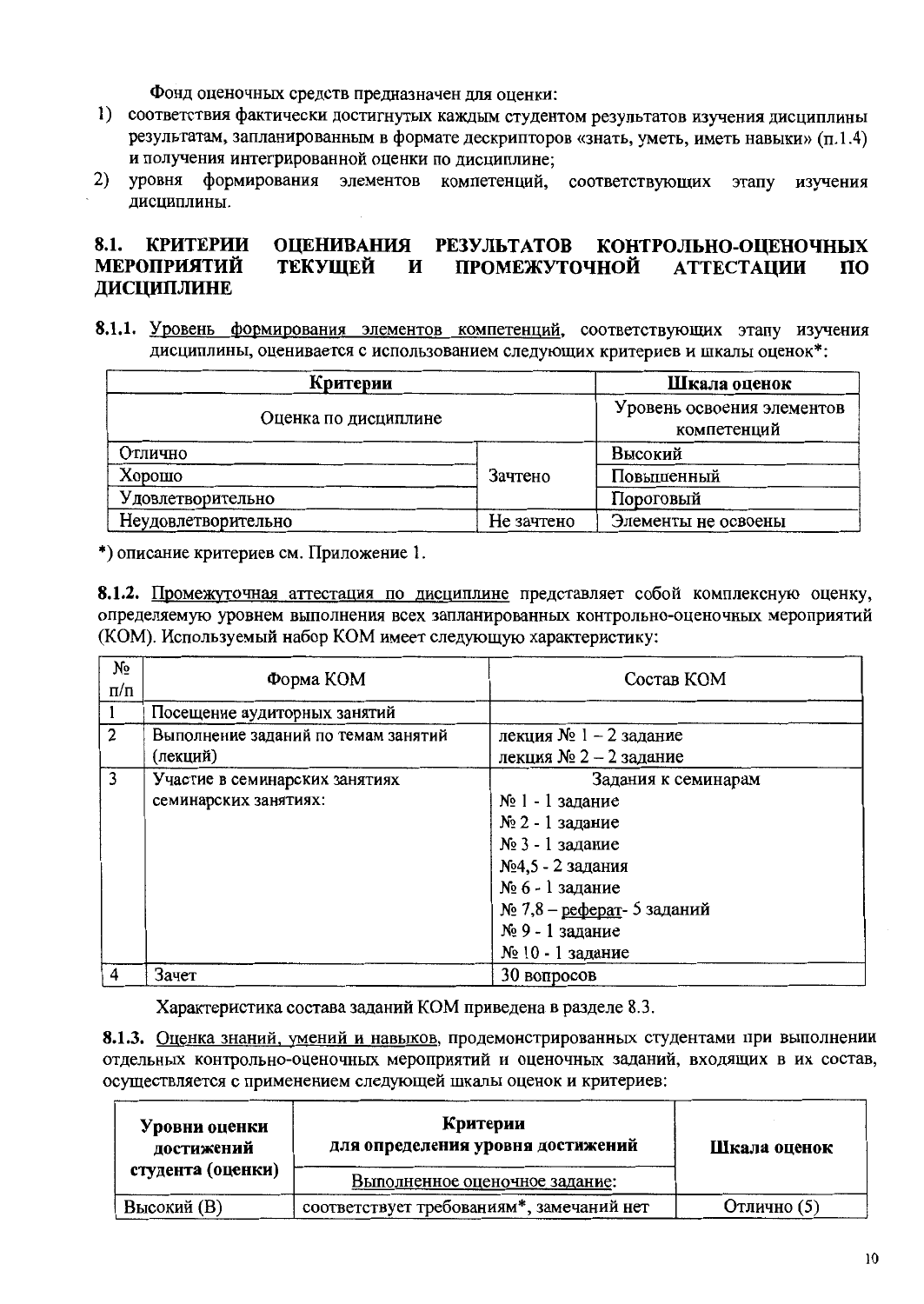Фонд оценочных средств предназначен для оценки:

1) соответствия фактически достигнутых каждым студентом результатов изучения дисциплины результатам, запланированным в формате дескрипторов «знать, уметь, иметь навыки» (п.1.4) и получения интегрированной оценки по дисциплине;
2) уровня формирования элементов компетенций, соответствующих этапу изучения дисциплины.

## 8.1. КРИТЕРИИ ОЦЕНИВАНИЯ РЕЗУЛЬТАТОВ КОНТРОЛЬНО-ОЦЕНОЧНЫХ МЕРОПРИЯТИЙ ТЕКУЩЕЙ И ПРОМЕЖУТОЧНОЙ АТТЕСТАЦИИ ПО ДИСЦИПЛИНЕ

**8.1.1.** Уровень формирования элементов компетенций, соответствующих этапу изучения дисциплины, оценивается с использованием следующих критериев и шкалы оценок*:

| Критерии | | Шкала оценок |
|---|---|---|
| Оценка по дисциплине | | Уровень освоения элементов компетенций |
| Отлично | Зачтено | Высокий |
| Хорошо | | Повышенный |
| Удовлетворительно | | Пороговый |
| Неудовлетворительно | Не зачтено | Элементы не освоены |

*) описание критериев см. Приложение 1.

**8.1.2.** Промежуточная аттестация по дисциплине представляет собой комплексную оценку, определяемую уровнем выполнения всех запланированных контрольно-оценочных мероприятий (КОМ). Используемый набор КОМ имеет следующую характеристику:

| № п/п | Форма КОМ | Состав КОМ |
|---|---|---|
| 1 | Посещение аудиторных занятий | |
| 2 | Выполнение заданий по темам занятий (лекций) | лекция № 1 – 2 задание<br>лекция № 2 – 2 задание |
| 3 | Участие в семинарских занятиях семинарских занятиях: | Задания к семинарам<br>№ 1 - 1 задание<br>№ 2 - 1 задание<br>№ 3 - 1 задание<br>№4,5 - 2 задания<br>№ 6 - 1 задание<br>№ 7,8 – реферат- 5 заданий<br>№ 9 - 1 задание<br>№ 10 - 1 задание |
| 4 | Зачет | 30 вопросов |

Характеристика состава заданий КОМ приведена в разделе 8.3.

**8.1.3.** Оценка знаний, умений и навыков, продемонстрированных студентами при выполнении отдельных контрольно-оценочных мероприятий и оценочных заданий, входящих в их состав, осуществляется с применением следующей шкалы оценок и критериев:

| Уровни оценки достижений студента (оценки) | Критерии для определения уровня достижений | Шкала оценок |
|---|---|---|
| | Выполненное оценочное задание: | |
| Высокий (В) | соответствует требованиям*, замечаний нет | Отлично (5) |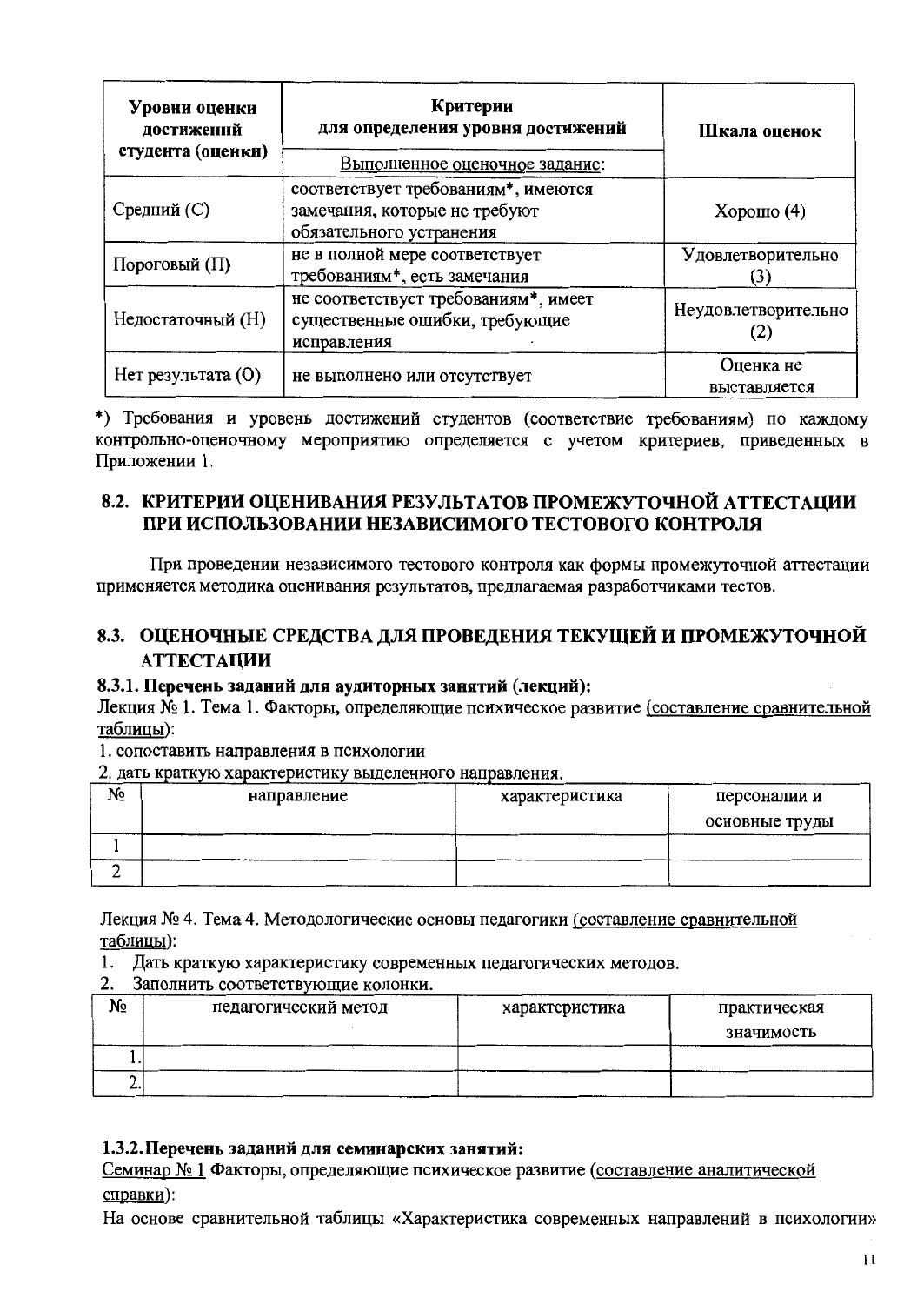| Уровни оценки достижений студента (оценки) | Критерии для определения уровня достижений | Шкала оценок |
|---|---|---|
| | Выполненное оценочное задание: | |
| Средний (С) | соответствует требованиям*, имеются замечания, которые не требуют обязательного устранения | Хорошо (4) |
| Пороговый (П) | не в полной мере соответствует требованиям*, есть замечания | Удовлетворительно (3) |
| Недостаточный (Н) | не соответствует требованиям*, имеет существенные ошибки, требующие исправления | Неудовлетворительно (2) |
| Нет результата (О) | не выполнено или отсутствует | Оценка не выставляется |

*) Требования и уровень достижений студентов (соответствие требованиям) по каждому контрольно-оценочному мероприятию определяется с учетом критериев, приведенных в Приложении 1.

## 8.2. КРИТЕРИИ ОЦЕНИВАНИЯ РЕЗУЛЬТАТОВ ПРОМЕЖУТОЧНОЙ АТТЕСТАЦИИ ПРИ ИСПОЛЬЗОВАНИИ НЕЗАВИСИМОГО ТЕСТОВОГО КОНТРОЛЯ

При проведении независимого тестового контроля как формы промежуточной аттестации применяется методика оценивания результатов, предлагаемая разработчиками тестов.

## 8.3. ОЦЕНОЧНЫЕ СРЕДСТВА ДЛЯ ПРОВЕДЕНИЯ ТЕКУЩЕЙ И ПРОМЕЖУТОЧНОЙ АТТЕСТАЦИИ

### 8.3.1. Перечень заданий для аудиторных занятий (лекций):

Лекция № 1. Тема 1. Факторы, определяющие психическое развитие (составление сравнительной таблицы):

1. сопоставить направления в психологии
2. дать краткую характеристику выделенного направления.

| № | направление | характеристика | персоналии и основные труды |
|---|---|---|---|
| 1 | | | |
| 2 | | | |

Лекция № 4. Тема 4. Методологические основы педагогики (составление сравнительной таблицы):

1. Дать краткую характеристику современных педагогических методов.
2. Заполнить соответствующие колонки.

| № | педагогический метод | характеристика | практическая значимость |
|---|---|---|---|
| 1. | | | |
| 2. | | | |

### 1.3.2. Перечень заданий для семинарских занятий:

Семинар № 1 Факторы, определяющие психическое развитие (составление аналитической справки):

На основе сравнительной таблицы «Характеристика современных направлений в психологии»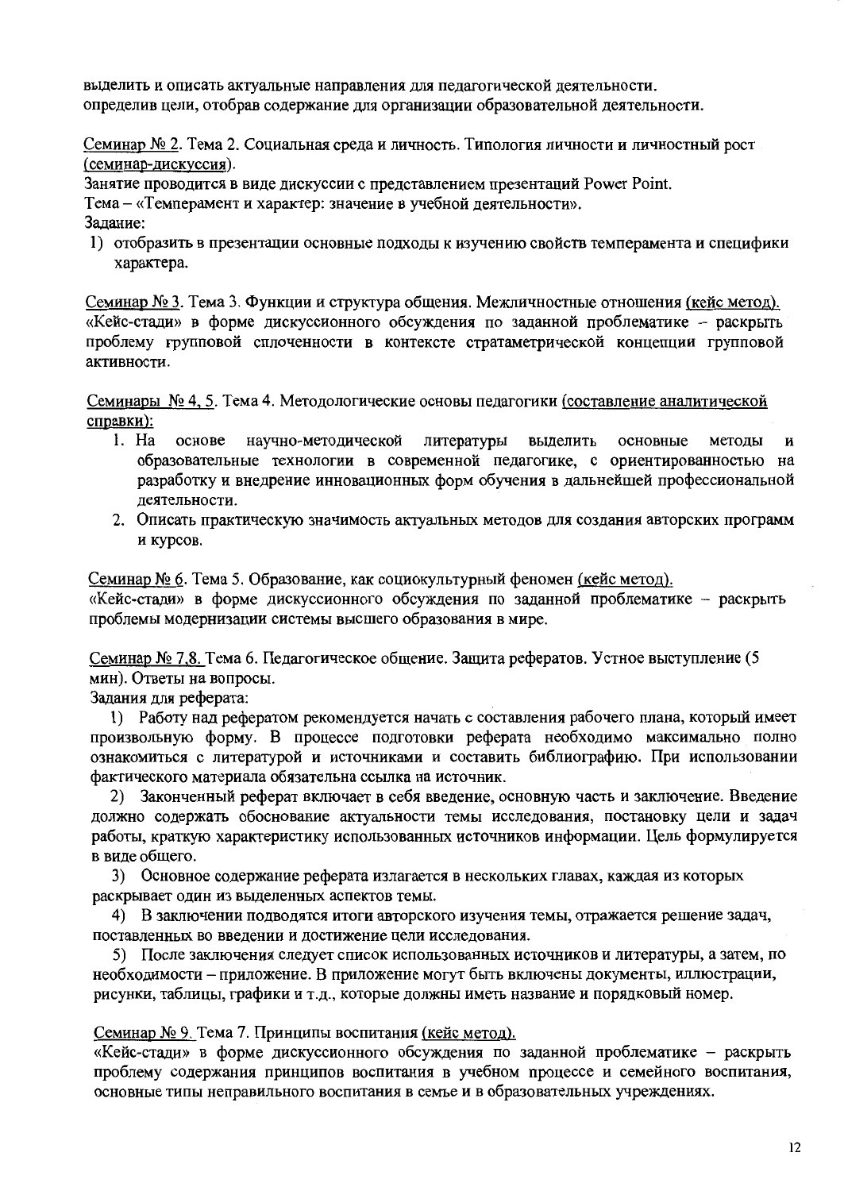выделить и описать актуальные направления для педагогической деятельности.
определив цели, отобрав содержание для организации образовательной деятельности.

Семинар № 2. Тема 2. Социальная среда и личность. Типология личности и личностный рост (семинар-дискуссия).
Занятие проводится в виде дискуссии с представлением презентаций Power Point.
Тема – «Темперамент и характер: значение в учебной деятельности».
Задание:

1) отобразить в презентации основные подходы к изучению свойств темперамента и специфики характера.

Семинар № 3. Тема 3. Функции и структура общения. Межличностные отношения (кейс метод).
«Кейс-стади» в форме дискуссионного обсуждения по заданной проблематике – раскрыть проблему групповой сплоченности в контексте стратаметрической концепции групповой активности.

Семинары № 4, 5. Тема 4. Методологические основы педагогики (составление аналитической справки):

1. На основе научно-методической литературы выделить основные методы и образовательные технологии в современной педагогике, с ориентированностью на разработку и внедрение инновационных форм обучения в дальнейшей профессиональной деятельности.
2. Описать практическую значимость актуальных методов для создания авторских программ и курсов.

Семинар № 6. Тема 5. Образование, как социокультурный феномен (кейс метод).
«Кейс-стади» в форме дискуссионного обсуждения по заданной проблематике – раскрыть проблемы модернизации системы высшего образования в мире.

Семинар № 7,8. Тема 6. Педагогическое общение. Защита рефератов. Устное выступление (5 мин). Ответы на вопросы.
Задания для реферата:

1) Работу над рефератом рекомендуется начать с составления рабочего плана, который имеет произвольную форму. В процессе подготовки реферата необходимо максимально полно ознакомиться с литературой и источниками и составить библиографию. При использовании фактического материала обязательна ссылка на источник.

2) Законченный реферат включает в себя введение, основную часть и заключение. Введение должно содержать обоснование актуальности темы исследования, постановку цели и задач работы, краткую характеристику использованных источников информации. Цель формулируется в виде общего.

3) Основное содержание реферата излагается в нескольких главах, каждая из которых раскрывает один из выделенных аспектов темы.

4) В заключении подводятся итоги авторского изучения темы, отражается решение задач, поставленных во введении и достижение цели исследования.

5) После заключения следует список использованных источников и литературы, а затем, по необходимости – приложение. В приложение могут быть включены документы, иллюстрации, рисунки, таблицы, графики и т.д., которые должны иметь название и порядковый номер.

Семинар № 9. Тема 7. Принципы воспитания (кейс метод).
«Кейс-стади» в форме дискуссионного обсуждения по заданной проблематике – раскрыть проблему содержания принципов воспитания в учебном процессе и семейного воспитания, основные типы неправильного воспитания в семье и в образовательных учреждениях.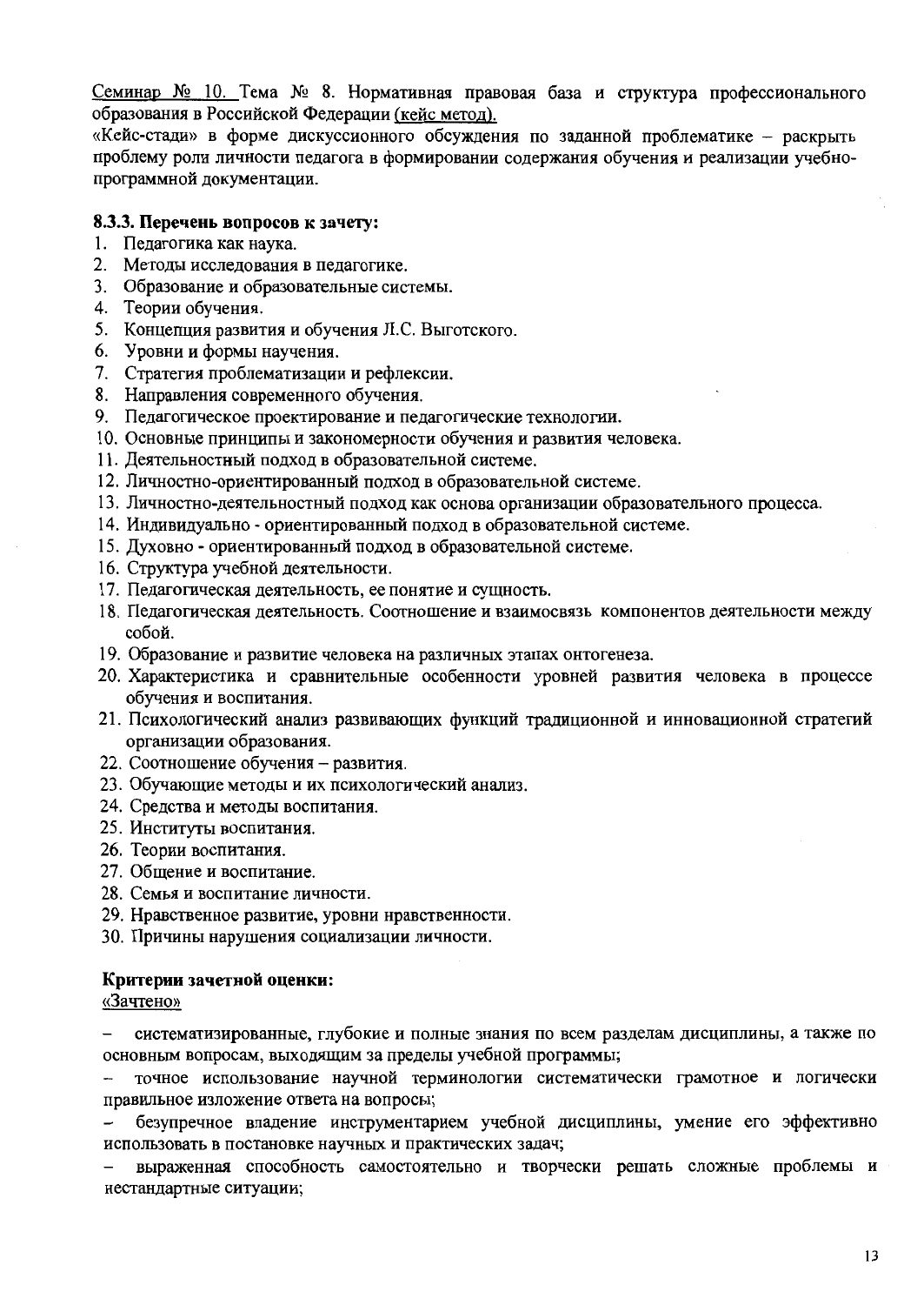Семинар № 10. Тема № 8. Нормативная правовая база и структура профессионального образования в Российской Федерации (кейс метод).

«Кейс-стади» в форме дискуссионного обсуждения по заданной проблематике – раскрыть проблему роли личности педагога в формировании содержания обучения и реализации учебно-программной документации.

### 8.3.3. Перечень вопросов к зачету:

1. Педагогика как наука.
2. Методы исследования в педагогике.
3. Образование и образовательные системы.
4. Теории обучения.
5. Концепция развития и обучения Л.С. Выготского.
6. Уровни и формы научения.
7. Стратегия проблематизации и рефлексии.
8. Направления современного обучения.
9. Педагогическое проектирование и педагогические технологии.
10. Основные принципы и закономерности обучения и развития человека.
11. Деятельностный подход в образовательной системе.
12. Личностно-ориентированный подход в образовательной системе.
13. Личностно-деятельностный подход как основа организации образовательного процесса.
14. Индивидуально - ориентированный подход в образовательной системе.
15. Духовно - ориентированный подход в образовательной системе.
16. Структура учебной деятельности.
17. Педагогическая деятельность, ее понятие и сущность.
18. Педагогическая деятельность. Соотношение и взаимосвязь компонентов деятельности между собой.
19. Образование и развитие человека на различных этапах онтогенеза.
20. Характеристика и сравнительные особенности уровней развития человека в процессе обучения и воспитания.
21. Психологический анализ развивающих функций традиционной и инновационной стратегий организации образования.
22. Соотношение обучения – развития.
23. Обучающие методы и их психологический анализ.
24. Средства и методы воспитания.
25. Институты воспитания.
26. Теории воспитания.
27. Общение и воспитание.
28. Семья и воспитание личности.
29. Нравственное развитие, уровни нравственности.
30. Причины нарушения социализации личности.

**Критерии зачетной оценки:**

«Зачтено»

- систематизированные, глубокие и полные знания по всем разделам дисциплины, а также по основным вопросам, выходящим за пределы учебной программы;
- точное использование научной терминологии систематически грамотное и логически правильное изложение ответа на вопросы;
- безупречное владение инструментарием учебной дисциплины, умение его эффективно использовать в постановке научных и практических задач;
- выраженная способность самостоятельно и творчески решать сложные проблемы и нестандартные ситуации;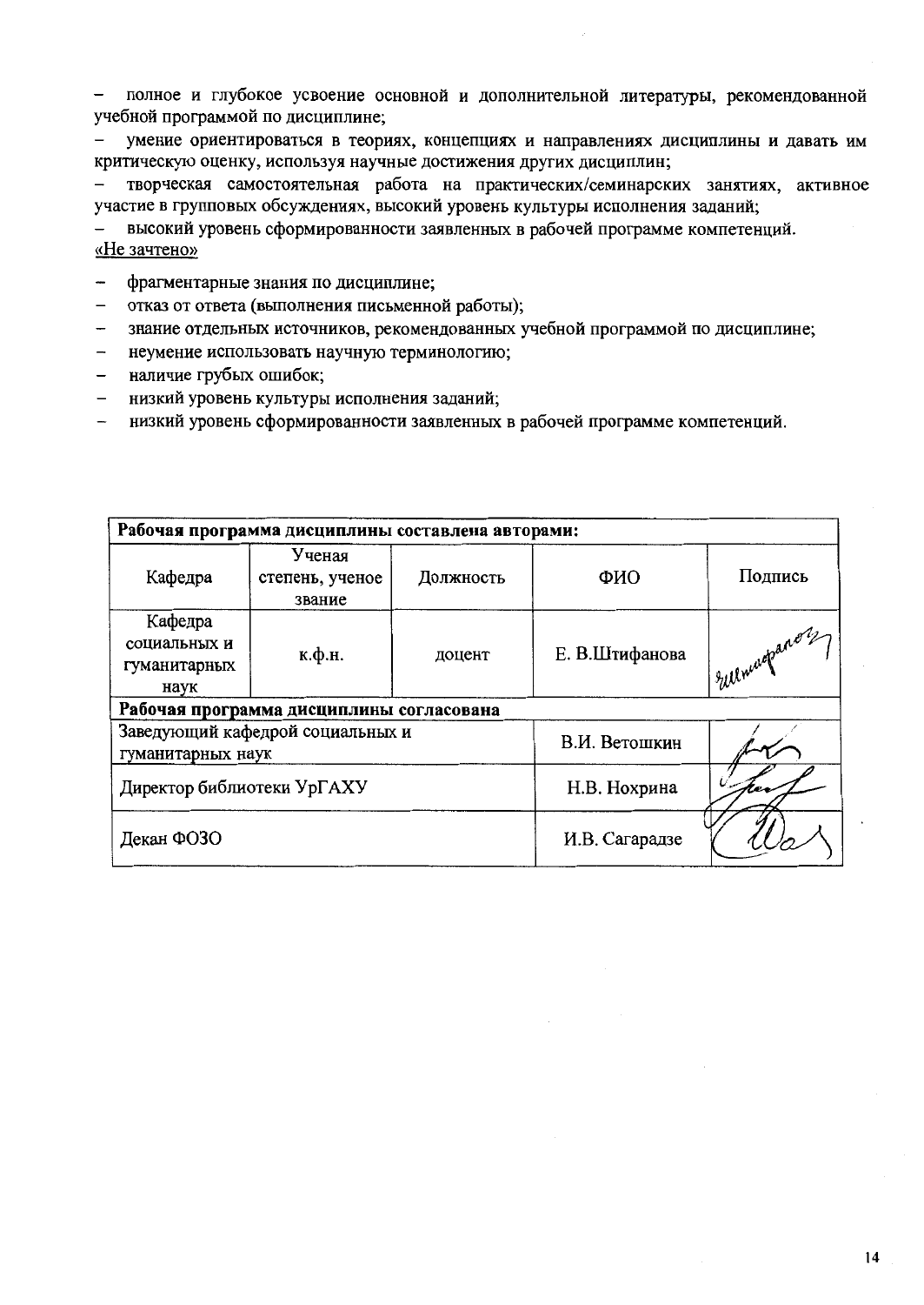- полное и глубокое усвоение основной и дополнительной литературы, рекомендованной учебной программой по дисциплине;
- умение ориентироваться в теориях, концепциях и направлениях дисциплины и давать им критическую оценку, используя научные достижения других дисциплин;
- творческая самостоятельная работа на практических/семинарских занятиях, активное участие в групповых обсуждениях, высокий уровень культуры исполнения заданий;
- высокий уровень сформированности заявленных в рабочей программе компетенций.

«Не зачтено»

- фрагментарные знания по дисциплине;
- отказ от ответа (выполнения письменной работы);
- знание отдельных источников, рекомендованных учебной программой по дисциплине;
- неумение использовать научную терминологию;
- наличие грубых ошибок;
- низкий уровень культуры исполнения заданий;
- низкий уровень сформированности заявленных в рабочей программе компетенций.

| **Рабочая программа дисциплины составлена авторами:** | | | | |
|---|---|---|---|---|
| Кафедра | Ученая степень, ученое звание | Должность | ФИО | Подпись |
| Кафедра социальных и гуманитарных наук | к.ф.н. | доцент | Е. В.Штифанова | |
| **Рабочая программа дисциплины согласована** | | | | |
| Заведующий кафедрой социальных и гуманитарных наук | | | В.И. Ветошкин | |
| Директор библиотеки УрГАХУ | | | Н.В. Нохрина | |
| Декан ФОЗО | | | И.В. Сагарадзе | |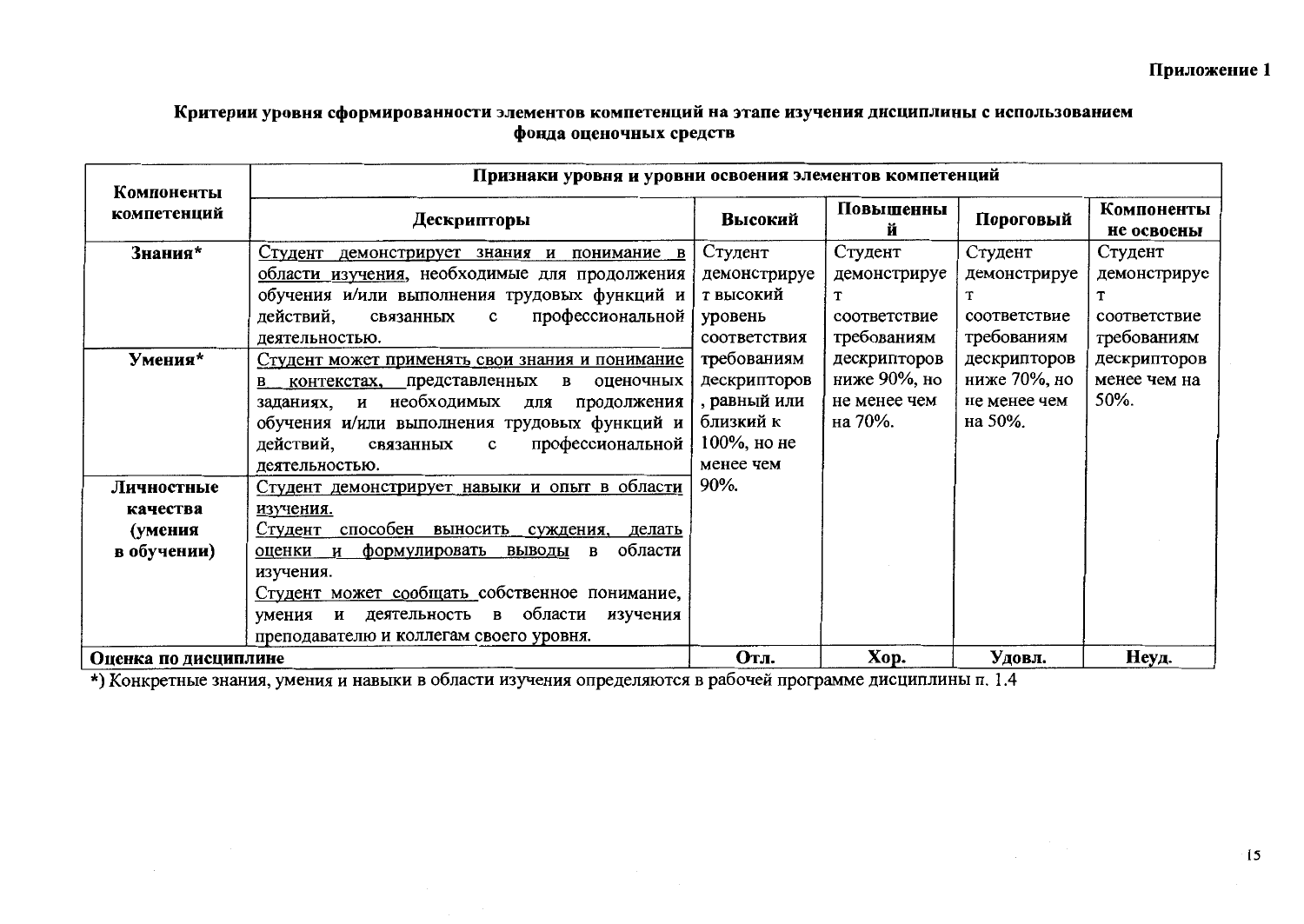Приложение 1

**Критерии уровня сформированности элементов компетенций на этапе изучения дисциплины с использованием фонда оценочных средств**

| Компоненты компетенций | Признаки уровня и уровни освоения элементов компетенций | | | | |
|---|---|---|---|---|---|
| | **Дескрипторы** | **Высокий** | **Повышенный** | **Пороговый** | **Компоненты не освоены** |
| **Знания*** | Студент демонстрирует знания и понимание в области изучения, необходимые для продолжения обучения и/или выполнения трудовых функций и действий, связанных с профессиональной деятельностью. | Студент демонстрирует высокий уровень соответствия требованиям дескрипторов, равный или близкий к 100%, но не менее чем 90%. | Студент демонстрирует соответствие требованиям дескрипторов ниже 90%, но не менее чем на 70%. | Студент демонстрирует соответствие требованиям дескрипторов ниже 70%, но не менее чем на 50%. | Студент демонстрирует соответствие требованиям дескрипторов менее чем на 50%. |
| **Умения*** | Студент может применять свои знания и понимание в контекстах, представленных в оценочных заданиях, и необходимых для продолжения обучения и/или выполнения трудовых функций и действий, связанных с профессиональной деятельностью. | | | | |
| **Личностные качества (умения в обучении)** | Студент демонстрирует навыки и опыт в области изучения. Студент способен выносить суждения, делать оценки и формулировать выводы в области изучения. Студент может сообщать собственное понимание, умения и деятельность в области изучения преподавателю и коллегам своего уровня. | | | | |
| **Оценка по дисциплине** | | **Отл.** | **Хор.** | **Удовл.** | **Неуд.** |

*) Конкретные знания, умения и навыки в области изучения определяются в рабочей программе дисциплины п. 1.4